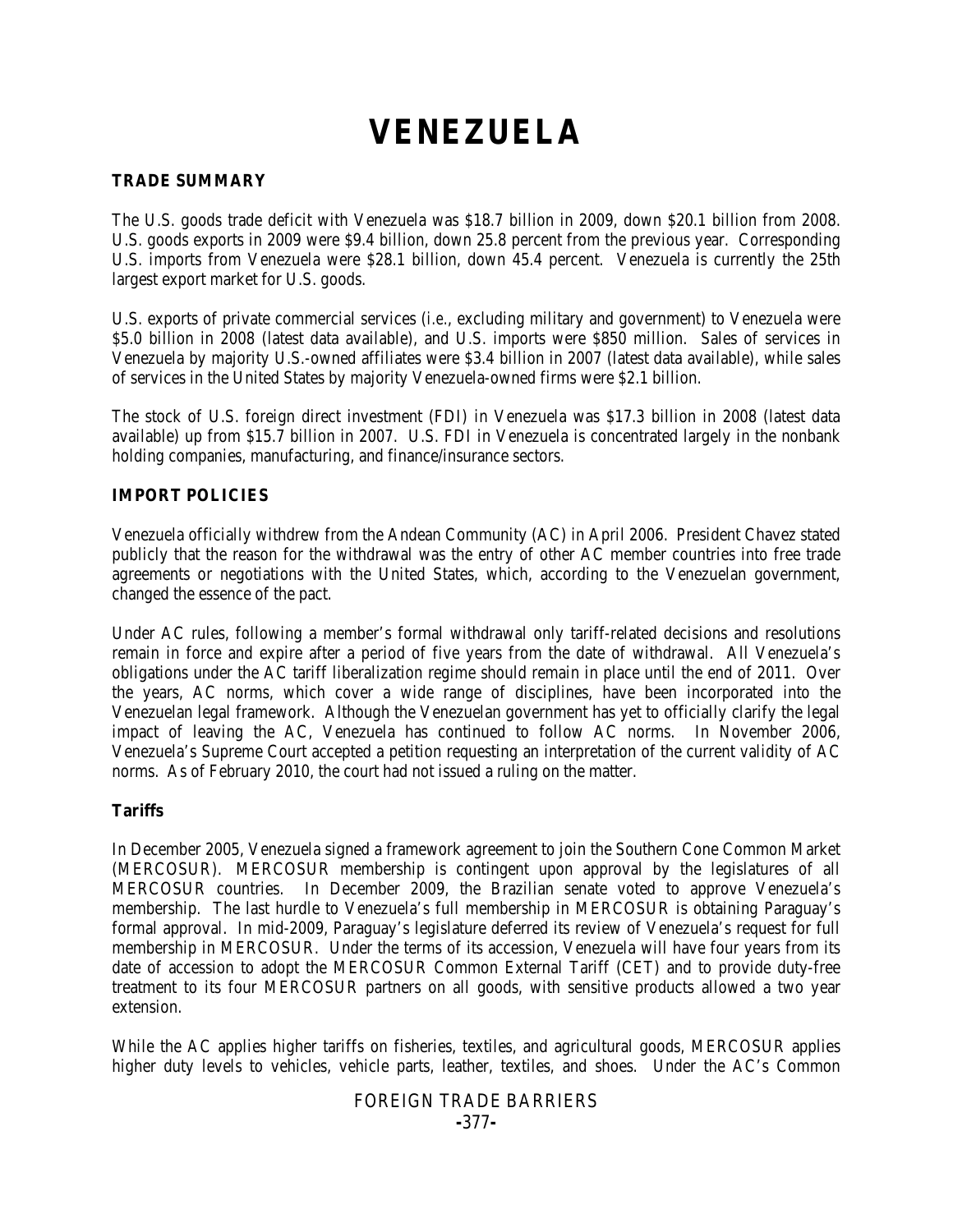# VENEZUELA

## TRADE SUMMARY

The U.S. goods trade deficit with Venezuela was $18.7 billion in 2009, down $20.1 billion from 2008. U.S. goods exports in 2009 were $9.4 billion, down 25.8 percent from the previous year. Corresponding U.S. imports from Venezuela were $28.1 billion, down 45.4 percent. Venezuela is currently the 25th largest export market for U.S. goods.

U.S. exports of private commercial services (*i.e.*, excluding military and government) to Venezuela were $5.0 billion in 2008 (latest data available), and U.S. imports were $850 million. Sales of services in Venezuela by majority U.S.-owned affiliates were $3.4 billion in 2007 (latest data available), while sales of services in the United States by majority Venezuela-owned firms were $2.1 billion.

The stock of U.S. foreign direct investment (FDI) in Venezuela was $17.3 billion in 2008 (latest data available) up from $15.7 billion in 2007. U.S. FDI in Venezuela is concentrated largely in the nonbank holding companies, manufacturing, and finance/insurance sectors.

## IMPORT POLICIES

Venezuela officially withdrew from the Andean Community (AC) in April 2006. President Chavez stated publicly that the reason for the withdrawal was the entry of other AC member countries into free trade agreements or negotiations with the United States, which, according to the Venezuelan government, changed the essence of the pact.

Under AC rules, following a member's formal withdrawal only tariff-related decisions and resolutions remain in force and expire after a period of five years from the date of withdrawal. All Venezuela's obligations under the AC tariff liberalization regime should remain in place until the end of 2011. Over the years, AC norms, which cover a wide range of disciplines, have been incorporated into the Venezuelan legal framework. Although the Venezuelan government has yet to officially clarify the legal impact of leaving the AC, Venezuela has continued to follow AC norms. In November 2006, Venezuela's Supreme Court accepted a petition requesting an interpretation of the current validity of AC norms. As of February 2010, the court had not issued a ruling on the matter.

### Tariffs

In December 2005, Venezuela signed a framework agreement to join the Southern Cone Common Market (MERCOSUR). MERCOSUR membership is contingent upon approval by the legislatures of all MERCOSUR countries. In December 2009, the Brazilian senate voted to approve Venezuela's membership. The last hurdle to Venezuela's full membership in MERCOSUR is obtaining Paraguay's formal approval. In mid-2009, Paraguay's legislature deferred its review of Venezuela's request for full membership in MERCOSUR. Under the terms of its accession, Venezuela will have four years from its date of accession to adopt the MERCOSUR Common External Tariff (CET) and to provide duty-free treatment to its four MERCOSUR partners on all goods, with sensitive products allowed a two year extension.

While the AC applies higher tariffs on fisheries, textiles, and agricultural goods, MERCOSUR applies higher duty levels to vehicles, vehicle parts, leather, textiles, and shoes. Under the AC's Common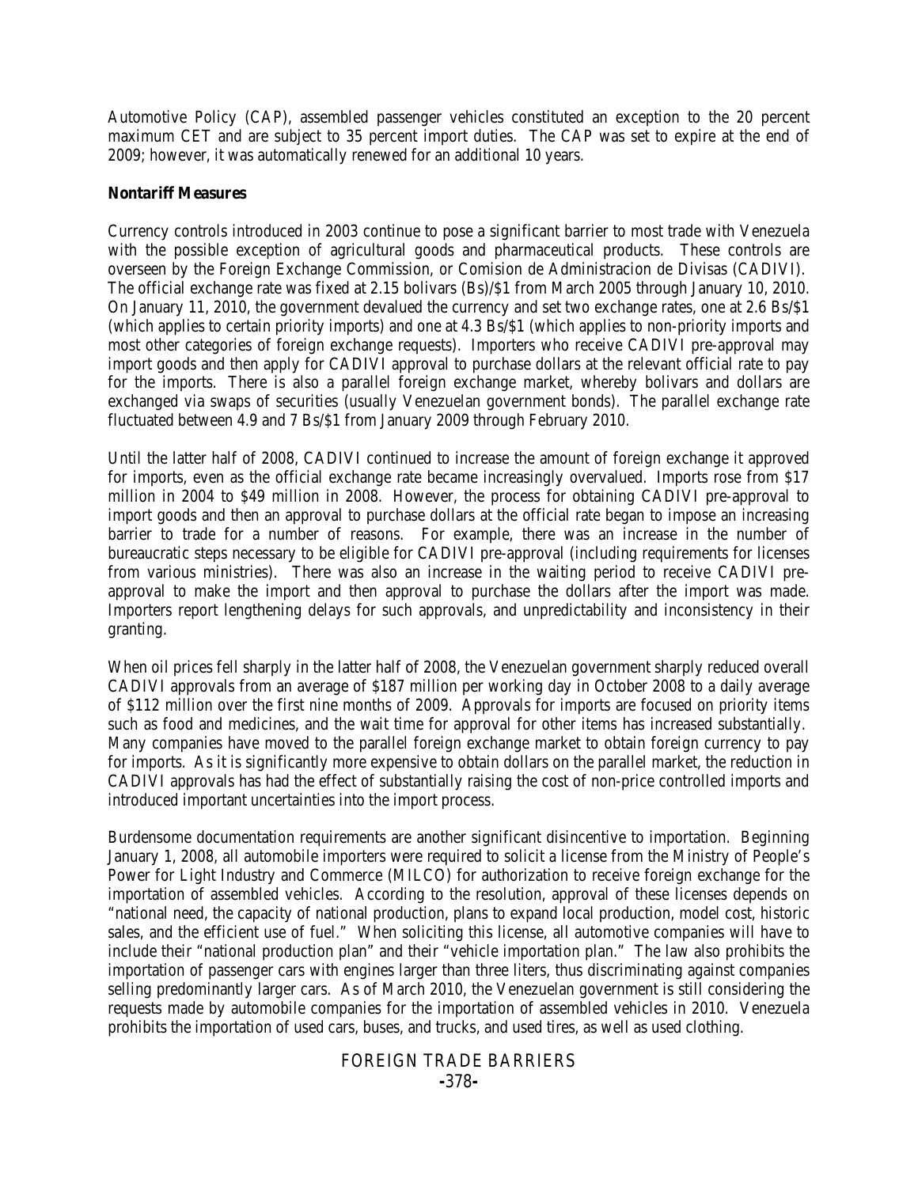Automotive Policy (CAP), assembled passenger vehicles constituted an exception to the 20 percent maximum CET and are subject to 35 percent import duties. The CAP was set to expire at the end of 2009; however, it was automatically renewed for an additional 10 years.

**Nontariff Measures**

Currency controls introduced in 2003 continue to pose a significant barrier to most trade with Venezuela with the possible exception of agricultural goods and pharmaceutical products. These controls are overseen by the Foreign Exchange Commission, or Comision de Administracion de Divisas (CADIVI). The official exchange rate was fixed at 2.15 bolivars (Bs)/$1 from March 2005 through January 10, 2010. On January 11, 2010, the government devalued the currency and set two exchange rates, one at 2.6 Bs/$1 (which applies to certain priority imports) and one at 4.3 Bs/$1 (which applies to non-priority imports and most other categories of foreign exchange requests). Importers who receive CADIVI pre-approval may import goods and then apply for CADIVI approval to purchase dollars at the relevant official rate to pay for the imports. There is also a parallel foreign exchange market, whereby bolivars and dollars are exchanged via swaps of securities (usually Venezuelan government bonds). The parallel exchange rate fluctuated between 4.9 and 7 Bs/$1 from January 2009 through February 2010.

Until the latter half of 2008, CADIVI continued to increase the amount of foreign exchange it approved for imports, even as the official exchange rate became increasingly overvalued. Imports rose from $17 million in 2004 to $49 million in 2008. However, the process for obtaining CADIVI pre-approval to import goods and then an approval to purchase dollars at the official rate began to impose an increasing barrier to trade for a number of reasons. For example, there was an increase in the number of bureaucratic steps necessary to be eligible for CADIVI pre-approval (including requirements for licenses from various ministries). There was also an increase in the waiting period to receive CADIVI pre-approval to make the import and then approval to purchase the dollars after the import was made. Importers report lengthening delays for such approvals, and unpredictability and inconsistency in their granting.

When oil prices fell sharply in the latter half of 2008, the Venezuelan government sharply reduced overall CADIVI approvals from an average of $187 million per working day in October 2008 to a daily average of $112 million over the first nine months of 2009. Approvals for imports are focused on priority items such as food and medicines, and the wait time for approval for other items has increased substantially. Many companies have moved to the parallel foreign exchange market to obtain foreign currency to pay for imports. As it is significantly more expensive to obtain dollars on the parallel market, the reduction in CADIVI approvals has had the effect of substantially raising the cost of non-price controlled imports and introduced important uncertainties into the import process.

Burdensome documentation requirements are another significant disincentive to importation. Beginning January 1, 2008, all automobile importers were required to solicit a license from the Ministry of People's Power for Light Industry and Commerce (MILCO) for authorization to receive foreign exchange for the importation of assembled vehicles. According to the resolution, approval of these licenses depends on "national need, the capacity of national production, plans to expand local production, model cost, historic sales, and the efficient use of fuel." When soliciting this license, all automotive companies will have to include their "national production plan" and their "vehicle importation plan." The law also prohibits the importation of passenger cars with engines larger than three liters, thus discriminating against companies selling predominantly larger cars. As of March 2010, the Venezuelan government is still considering the requests made by automobile companies for the importation of assembled vehicles in 2010. Venezuela prohibits the importation of used cars, buses, and trucks, and used tires, as well as used clothing.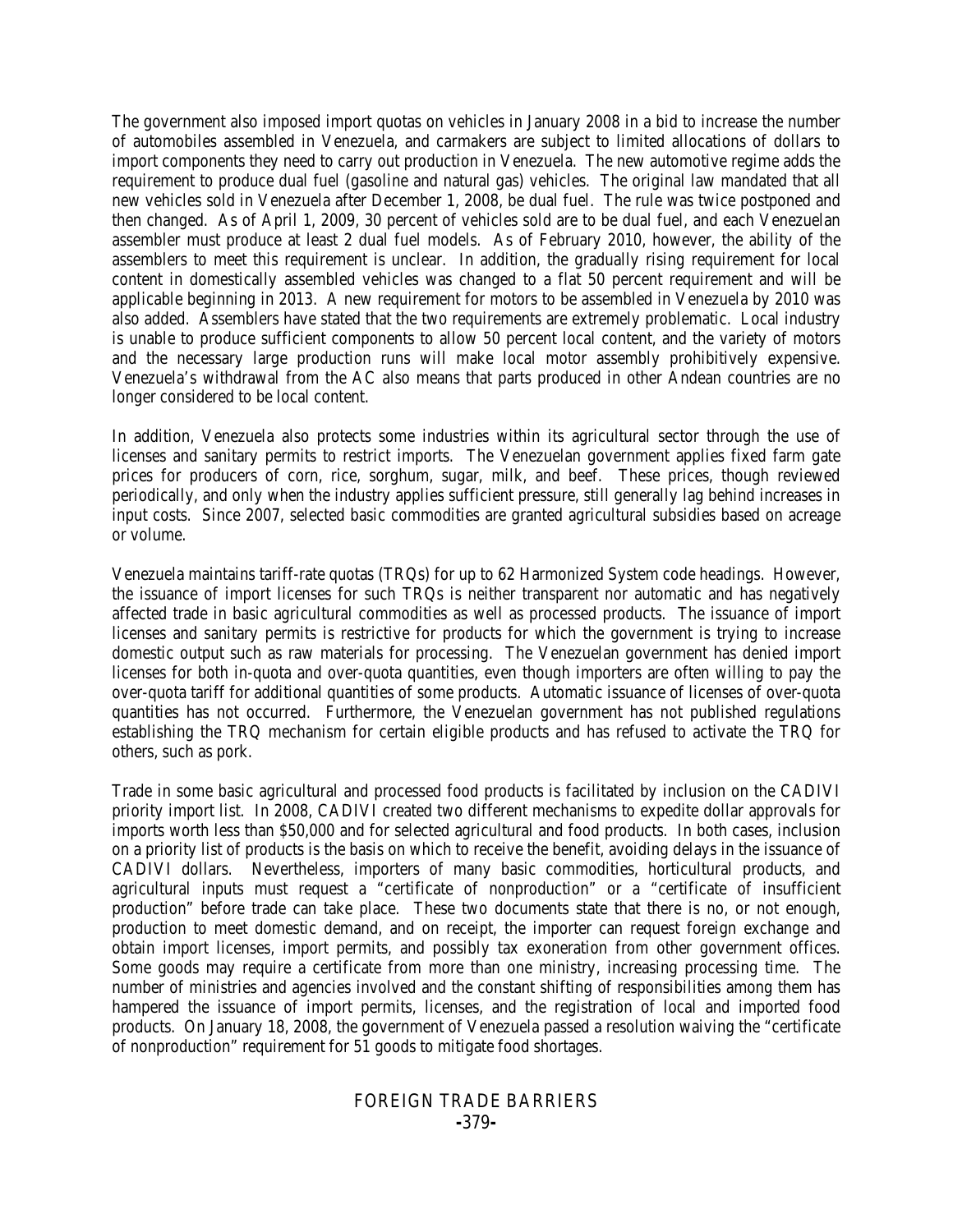The government also imposed import quotas on vehicles in January 2008 in a bid to increase the number of automobiles assembled in Venezuela, and carmakers are subject to limited allocations of dollars to import components they need to carry out production in Venezuela. The new automotive regime adds the requirement to produce dual fuel (gasoline and natural gas) vehicles. The original law mandated that all new vehicles sold in Venezuela after December 1, 2008, be dual fuel. The rule was twice postponed and then changed. As of April 1, 2009, 30 percent of vehicles sold are to be dual fuel, and each Venezuelan assembler must produce at least 2 dual fuel models. As of February 2010, however, the ability of the assemblers to meet this requirement is unclear. In addition, the gradually rising requirement for local content in domestically assembled vehicles was changed to a flat 50 percent requirement and will be applicable beginning in 2013. A new requirement for motors to be assembled in Venezuela by 2010 was also added. Assemblers have stated that the two requirements are extremely problematic. Local industry is unable to produce sufficient components to allow 50 percent local content, and the variety of motors and the necessary large production runs will make local motor assembly prohibitively expensive. Venezuela's withdrawal from the AC also means that parts produced in other Andean countries are no longer considered to be local content.

In addition, Venezuela also protects some industries within its agricultural sector through the use of licenses and sanitary permits to restrict imports. The Venezuelan government applies fixed farm gate prices for producers of corn, rice, sorghum, sugar, milk, and beef. These prices, though reviewed periodically, and only when the industry applies sufficient pressure, still generally lag behind increases in input costs. Since 2007, selected basic commodities are granted agricultural subsidies based on acreage or volume.

Venezuela maintains tariff-rate quotas (TRQs) for up to 62 Harmonized System code headings. However, the issuance of import licenses for such TRQs is neither transparent nor automatic and has negatively affected trade in basic agricultural commodities as well as processed products. The issuance of import licenses and sanitary permits is restrictive for products for which the government is trying to increase domestic output such as raw materials for processing. The Venezuelan government has denied import licenses for both in-quota and over-quota quantities, even though importers are often willing to pay the over-quota tariff for additional quantities of some products. Automatic issuance of licenses of over-quota quantities has not occurred. Furthermore, the Venezuelan government has not published regulations establishing the TRQ mechanism for certain eligible products and has refused to activate the TRQ for others, such as pork.

Trade in some basic agricultural and processed food products is facilitated by inclusion on the CADIVI priority import list. In 2008, CADIVI created two different mechanisms to expedite dollar approvals for imports worth less than $50,000 and for selected agricultural and food products. In both cases, inclusion on a priority list of products is the basis on which to receive the benefit, avoiding delays in the issuance of CADIVI dollars. Nevertheless, importers of many basic commodities, horticultural products, and agricultural inputs must request a "certificate of nonproduction" or a "certificate of insufficient production" before trade can take place. These two documents state that there is no, or not enough, production to meet domestic demand, and on receipt, the importer can request foreign exchange and obtain import licenses, import permits, and possibly tax exoneration from other government offices. Some goods may require a certificate from more than one ministry, increasing processing time. The number of ministries and agencies involved and the constant shifting of responsibilities among them has hampered the issuance of import permits, licenses, and the registration of local and imported food products. On January 18, 2008, the government of Venezuela passed a resolution waiving the "certificate of nonproduction" requirement for 51 goods to mitigate food shortages.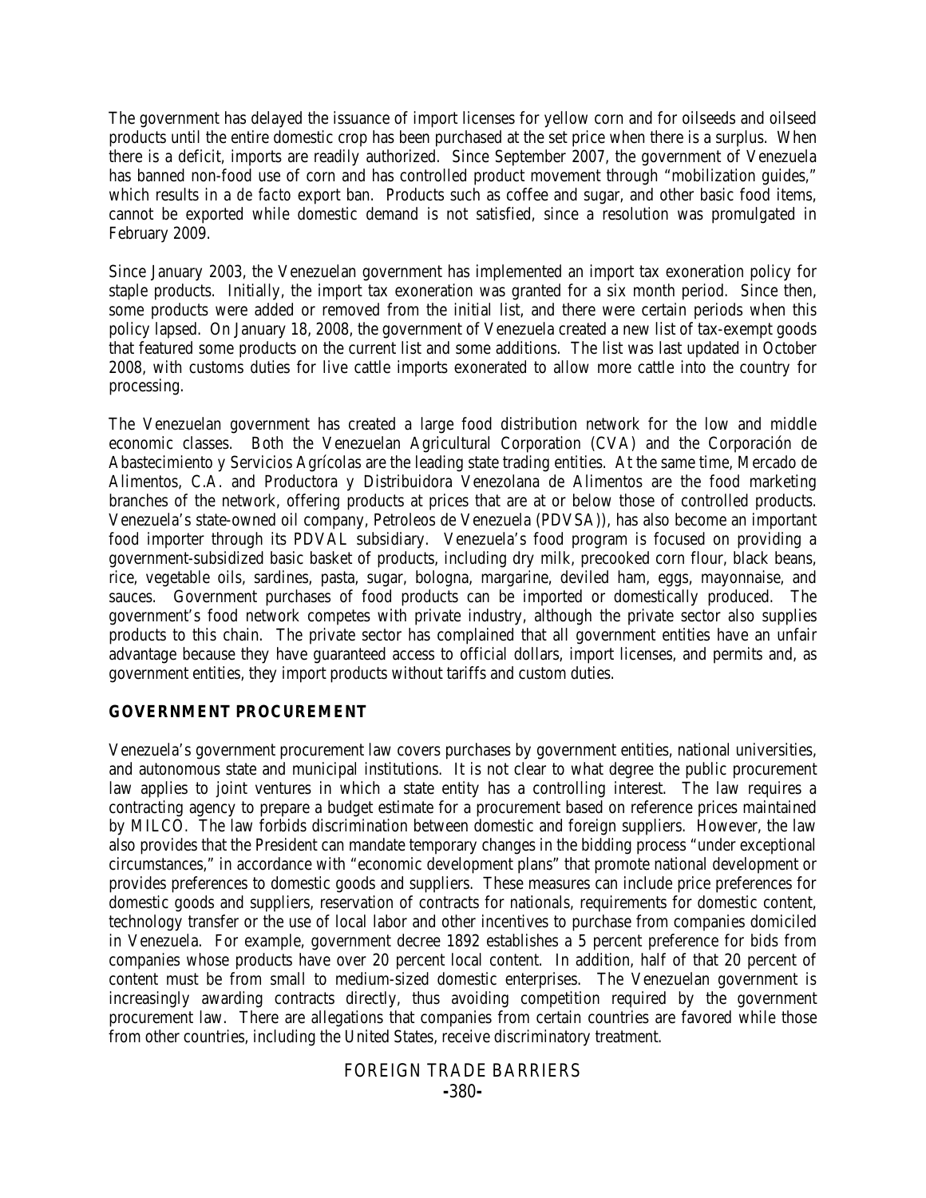The government has delayed the issuance of import licenses for yellow corn and for oilseeds and oilseed products until the entire domestic crop has been purchased at the set price when there is a surplus. When there is a deficit, imports are readily authorized. Since September 2007, the government of Venezuela has banned non-food use of corn and has controlled product movement through "mobilization guides," which results in a *de facto* export ban. Products such as coffee and sugar, and other basic food items, cannot be exported while domestic demand is not satisfied, since a resolution was promulgated in February 2009.

Since January 2003, the Venezuelan government has implemented an import tax exoneration policy for staple products. Initially, the import tax exoneration was granted for a six month period. Since then, some products were added or removed from the initial list, and there were certain periods when this policy lapsed. On January 18, 2008, the government of Venezuela created a new list of tax-exempt goods that featured some products on the current list and some additions. The list was last updated in October 2008, with customs duties for live cattle imports exonerated to allow more cattle into the country for processing.

The Venezuelan government has created a large food distribution network for the low and middle economic classes. Both the Venezuelan Agricultural Corporation (CVA) and the Corporación de Abastecimiento y Servicios Agrícolas are the leading state trading entities. At the same time, Mercado de Alimentos, C.A. and Productora y Distribuidora Venezolana de Alimentos are the food marketing branches of the network, offering products at prices that are at or below those of controlled products. Venezuela's state-owned oil company, Petroleos de Venezuela (PDVSA)), has also become an important food importer through its PDVAL subsidiary. Venezuela's food program is focused on providing a government-subsidized basic basket of products, including dry milk, precooked corn flour, black beans, rice, vegetable oils, sardines, pasta, sugar, bologna, margarine, deviled ham, eggs, mayonnaise, and sauces. Government purchases of food products can be imported or domestically produced. The government's food network competes with private industry, although the private sector also supplies products to this chain. The private sector has complained that all government entities have an unfair advantage because they have guaranteed access to official dollars, import licenses, and permits and, as government entities, they import products without tariffs and custom duties.

## GOVERNMENT PROCUREMENT

Venezuela's government procurement law covers purchases by government entities, national universities, and autonomous state and municipal institutions. It is not clear to what degree the public procurement law applies to joint ventures in which a state entity has a controlling interest. The law requires a contracting agency to prepare a budget estimate for a procurement based on reference prices maintained by MILCO. The law forbids discrimination between domestic and foreign suppliers. However, the law also provides that the President can mandate temporary changes in the bidding process "under exceptional circumstances," in accordance with "economic development plans" that promote national development or provides preferences to domestic goods and suppliers. These measures can include price preferences for domestic goods and suppliers, reservation of contracts for nationals, requirements for domestic content, technology transfer or the use of local labor and other incentives to purchase from companies domiciled in Venezuela. For example, government decree 1892 establishes a 5 percent preference for bids from companies whose products have over 20 percent local content. In addition, half of that 20 percent of content must be from small to medium-sized domestic enterprises. The Venezuelan government is increasingly awarding contracts directly, thus avoiding competition required by the government procurement law. There are allegations that companies from certain countries are favored while those from other countries, including the United States, receive discriminatory treatment.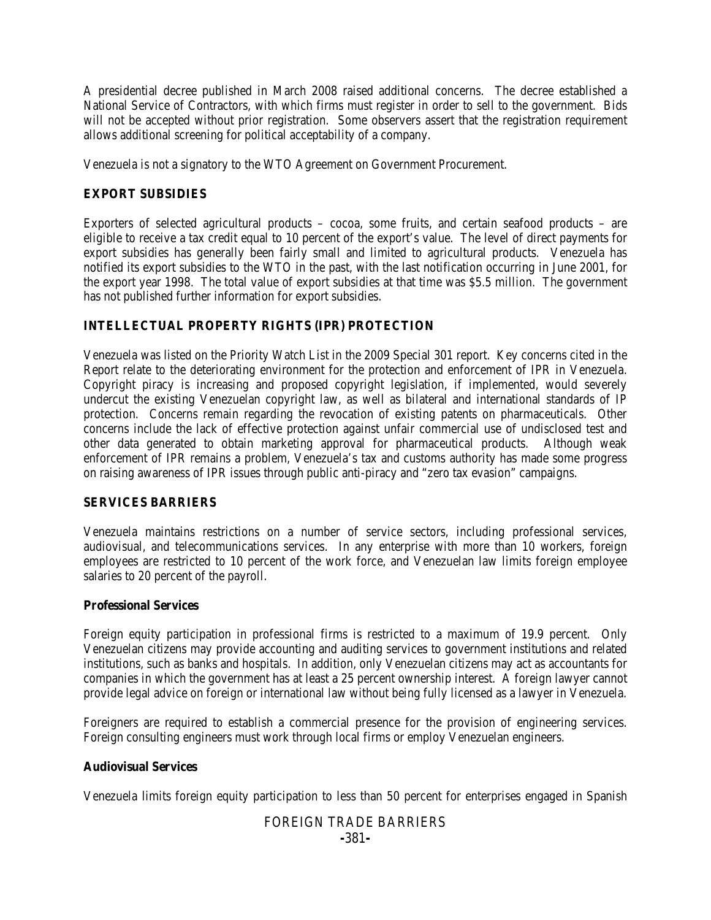A presidential decree published in March 2008 raised additional concerns. The decree established a National Service of Contractors, with which firms must register in order to sell to the government. Bids will not be accepted without prior registration. Some observers assert that the registration requirement allows additional screening for political acceptability of a company.

Venezuela is not a signatory to the WTO Agreement on Government Procurement.

## EXPORT SUBSIDIES

Exporters of selected agricultural products – cocoa, some fruits, and certain seafood products – are eligible to receive a tax credit equal to 10 percent of the export's value. The level of direct payments for export subsidies has generally been fairly small and limited to agricultural products. Venezuela has notified its export subsidies to the WTO in the past, with the last notification occurring in June 2001, for the export year 1998. The total value of export subsidies at that time was $5.5 million. The government has not published further information for export subsidies.

## INTELLECTUAL PROPERTY RIGHTS (IPR) PROTECTION

Venezuela was listed on the Priority Watch List in the 2009 Special 301 report. Key concerns cited in the Report relate to the deteriorating environment for the protection and enforcement of IPR in Venezuela. Copyright piracy is increasing and proposed copyright legislation, if implemented, would severely undercut the existing Venezuelan copyright law, as well as bilateral and international standards of IP protection. Concerns remain regarding the revocation of existing patents on pharmaceuticals. Other concerns include the lack of effective protection against unfair commercial use of undisclosed test and other data generated to obtain marketing approval for pharmaceutical products. Although weak enforcement of IPR remains a problem, Venezuela's tax and customs authority has made some progress on raising awareness of IPR issues through public anti-piracy and "zero tax evasion" campaigns.

## SERVICES BARRIERS

Venezuela maintains restrictions on a number of service sectors, including professional services, audiovisual, and telecommunications services. In any enterprise with more than 10 workers, foreign employees are restricted to 10 percent of the work force, and Venezuelan law limits foreign employee salaries to 20 percent of the payroll.

### Professional Services

Foreign equity participation in professional firms is restricted to a maximum of 19.9 percent. Only Venezuelan citizens may provide accounting and auditing services to government institutions and related institutions, such as banks and hospitals. In addition, only Venezuelan citizens may act as accountants for companies in which the government has at least a 25 percent ownership interest. A foreign lawyer cannot provide legal advice on foreign or international law without being fully licensed as a lawyer in Venezuela.

Foreigners are required to establish a commercial presence for the provision of engineering services. Foreign consulting engineers must work through local firms or employ Venezuelan engineers.

### Audiovisual Services

Venezuela limits foreign equity participation to less than 50 percent for enterprises engaged in Spanish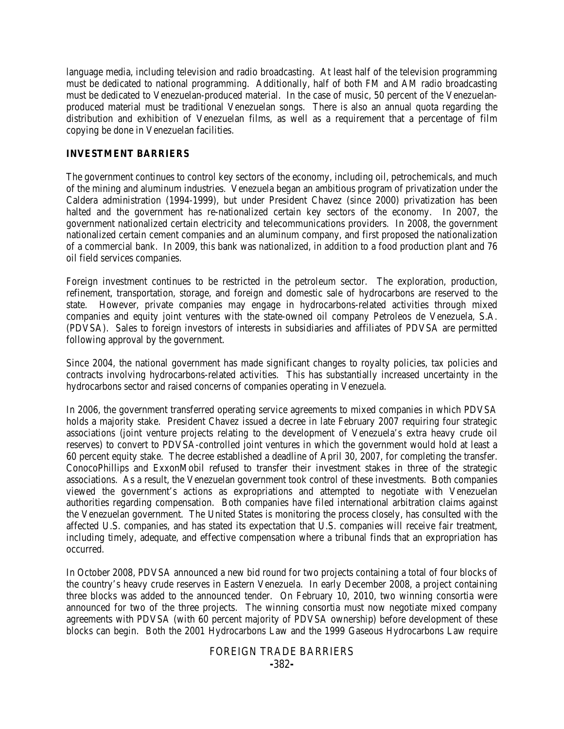language media, including television and radio broadcasting. At least half of the television programming must be dedicated to national programming. Additionally, half of both FM and AM radio broadcasting must be dedicated to Venezuelan-produced material. In the case of music, 50 percent of the Venezuelan-produced material must be traditional Venezuelan songs. There is also an annual quota regarding the distribution and exhibition of Venezuelan films, as well as a requirement that a percentage of film copying be done in Venezuelan facilities.

### INVESTMENT BARRIERS

The government continues to control key sectors of the economy, including oil, petrochemicals, and much of the mining and aluminum industries. Venezuela began an ambitious program of privatization under the Caldera administration (1994-1999), but under President Chavez (since 2000) privatization has been halted and the government has re-nationalized certain key sectors of the economy. In 2007, the government nationalized certain electricity and telecommunications providers. In 2008, the government nationalized certain cement companies and an aluminum company, and first proposed the nationalization of a commercial bank. In 2009, this bank was nationalized, in addition to a food production plant and 76 oil field services companies.

Foreign investment continues to be restricted in the petroleum sector. The exploration, production, refinement, transportation, storage, and foreign and domestic sale of hydrocarbons are reserved to the state. However, private companies may engage in hydrocarbons-related activities through mixed companies and equity joint ventures with the state-owned oil company Petroleos de Venezuela, S.A. (PDVSA). Sales to foreign investors of interests in subsidiaries and affiliates of PDVSA are permitted following approval by the government.

Since 2004, the national government has made significant changes to royalty policies, tax policies and contracts involving hydrocarbons-related activities. This has substantially increased uncertainty in the hydrocarbons sector and raised concerns of companies operating in Venezuela.

In 2006, the government transferred operating service agreements to mixed companies in which PDVSA holds a majority stake. President Chavez issued a decree in late February 2007 requiring four strategic associations (joint venture projects relating to the development of Venezuela's extra heavy crude oil reserves) to convert to PDVSA-controlled joint ventures in which the government would hold at least a 60 percent equity stake. The decree established a deadline of April 30, 2007, for completing the transfer. ConocoPhillips and ExxonMobil refused to transfer their investment stakes in three of the strategic associations. As a result, the Venezuelan government took control of these investments. Both companies viewed the government's actions as expropriations and attempted to negotiate with Venezuelan authorities regarding compensation. Both companies have filed international arbitration claims against the Venezuelan government. The United States is monitoring the process closely, has consulted with the affected U.S. companies, and has stated its expectation that U.S. companies will receive fair treatment, including timely, adequate, and effective compensation where a tribunal finds that an expropriation has occurred.

In October 2008, PDVSA announced a new bid round for two projects containing a total of four blocks of the country's heavy crude reserves in Eastern Venezuela. In early December 2008, a project containing three blocks was added to the announced tender. On February 10, 2010, two winning consortia were announced for two of the three projects. The winning consortia must now negotiate mixed company agreements with PDVSA (with 60 percent majority of PDVSA ownership) before development of these blocks can begin. Both the 2001 Hydrocarbons Law and the 1999 Gaseous Hydrocarbons Law require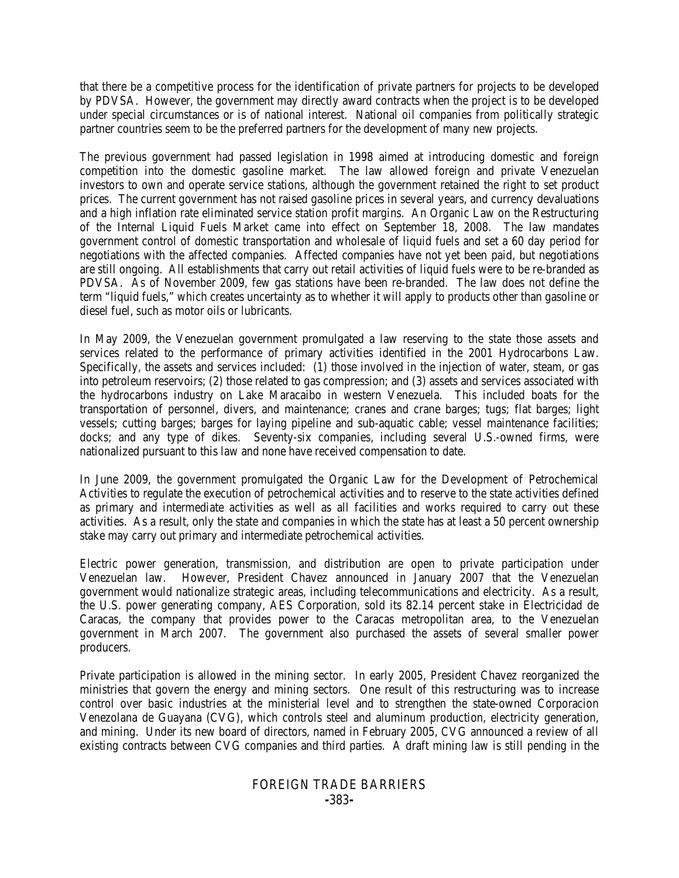that there be a competitive process for the identification of private partners for projects to be developed by PDVSA. However, the government may directly award contracts when the project is to be developed under special circumstances or is of national interest. National oil companies from politically strategic partner countries seem to be the preferred partners for the development of many new projects.

The previous government had passed legislation in 1998 aimed at introducing domestic and foreign competition into the domestic gasoline market. The law allowed foreign and private Venezuelan investors to own and operate service stations, although the government retained the right to set product prices. The current government has not raised gasoline prices in several years, and currency devaluations and a high inflation rate eliminated service station profit margins. An Organic Law on the Restructuring of the Internal Liquid Fuels Market came into effect on September 18, 2008. The law mandates government control of domestic transportation and wholesale of liquid fuels and set a 60 day period for negotiations with the affected companies. Affected companies have not yet been paid, but negotiations are still ongoing. All establishments that carry out retail activities of liquid fuels were to be re-branded as PDVSA. As of November 2009, few gas stations have been re-branded. The law does not define the term "liquid fuels," which creates uncertainty as to whether it will apply to products other than gasoline or diesel fuel, such as motor oils or lubricants.

In May 2009, the Venezuelan government promulgated a law reserving to the state those assets and services related to the performance of primary activities identified in the 2001 Hydrocarbons Law. Specifically, the assets and services included: (1) those involved in the injection of water, steam, or gas into petroleum reservoirs; (2) those related to gas compression; and (3) assets and services associated with the hydrocarbons industry on Lake Maracaibo in western Venezuela. This included boats for the transportation of personnel, divers, and maintenance; cranes and crane barges; tugs; flat barges; light vessels; cutting barges; barges for laying pipeline and sub-aquatic cable; vessel maintenance facilities; docks; and any type of dikes. Seventy-six companies, including several U.S.-owned firms, were nationalized pursuant to this law and none have received compensation to date.

In June 2009, the government promulgated the Organic Law for the Development of Petrochemical Activities to regulate the execution of petrochemical activities and to reserve to the state activities defined as primary and intermediate activities as well as all facilities and works required to carry out these activities. As a result, only the state and companies in which the state has at least a 50 percent ownership stake may carry out primary and intermediate petrochemical activities.

Electric power generation, transmission, and distribution are open to private participation under Venezuelan law. However, President Chavez announced in January 2007 that the Venezuelan government would nationalize strategic areas, including telecommunications and electricity. As a result, the U.S. power generating company, AES Corporation, sold its 82.14 percent stake in Electricidad de Caracas, the company that provides power to the Caracas metropolitan area, to the Venezuelan government in March 2007. The government also purchased the assets of several smaller power producers.

Private participation is allowed in the mining sector. In early 2005, President Chavez reorganized the ministries that govern the energy and mining sectors. One result of this restructuring was to increase control over basic industries at the ministerial level and to strengthen the state-owned Corporacion Venezolana de Guayana (CVG), which controls steel and aluminum production, electricity generation, and mining. Under its new board of directors, named in February 2005, CVG announced a review of all existing contracts between CVG companies and third parties. A draft mining law is still pending in the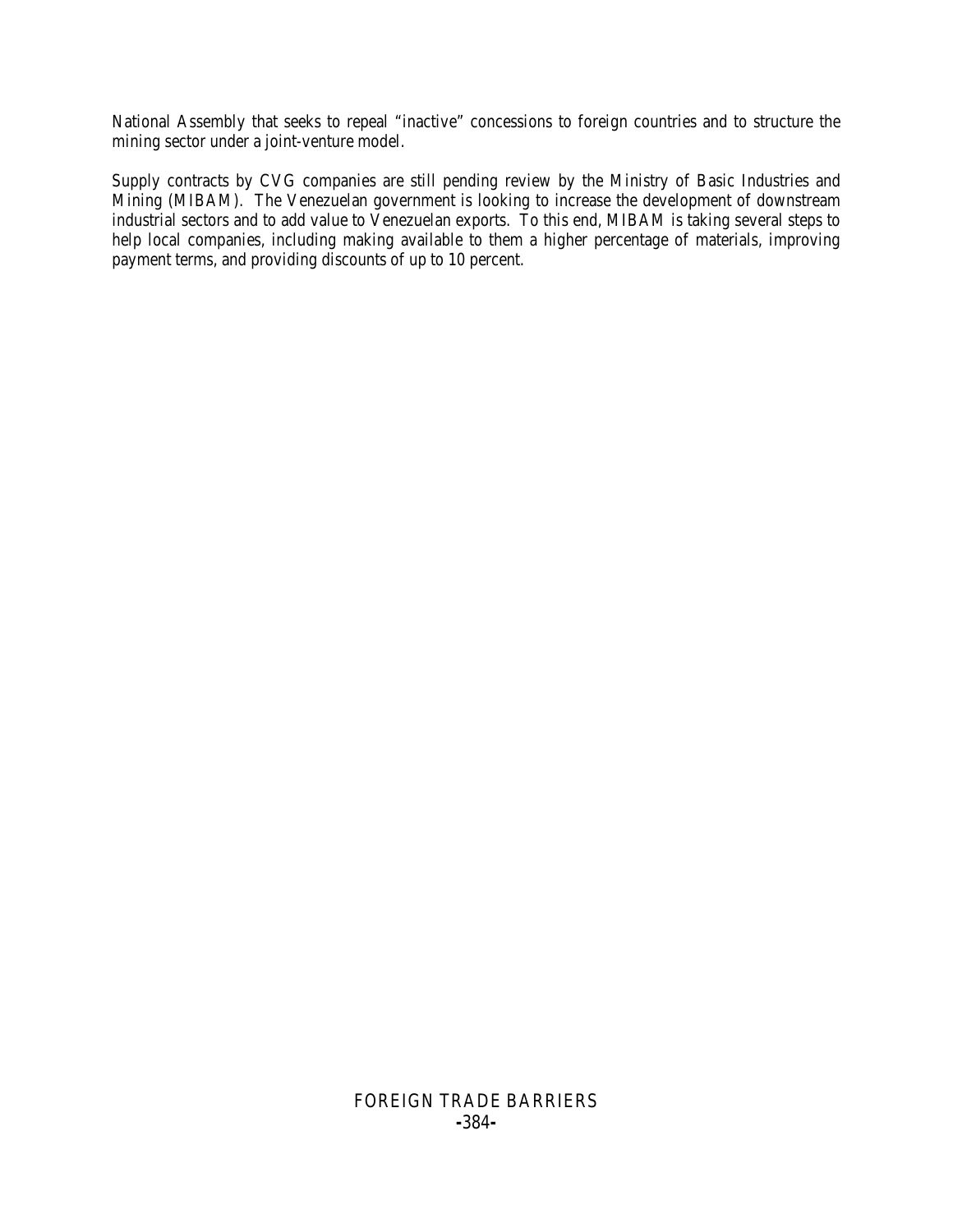National Assembly that seeks to repeal "inactive" concessions to foreign countries and to structure the mining sector under a joint-venture model.

Supply contracts by CVG companies are still pending review by the Ministry of Basic Industries and Mining (MIBAM). The Venezuelan government is looking to increase the development of downstream industrial sectors and to add value to Venezuelan exports. To this end, MIBAM is taking several steps to help local companies, including making available to them a higher percentage of materials, improving payment terms, and providing discounts of up to 10 percent.